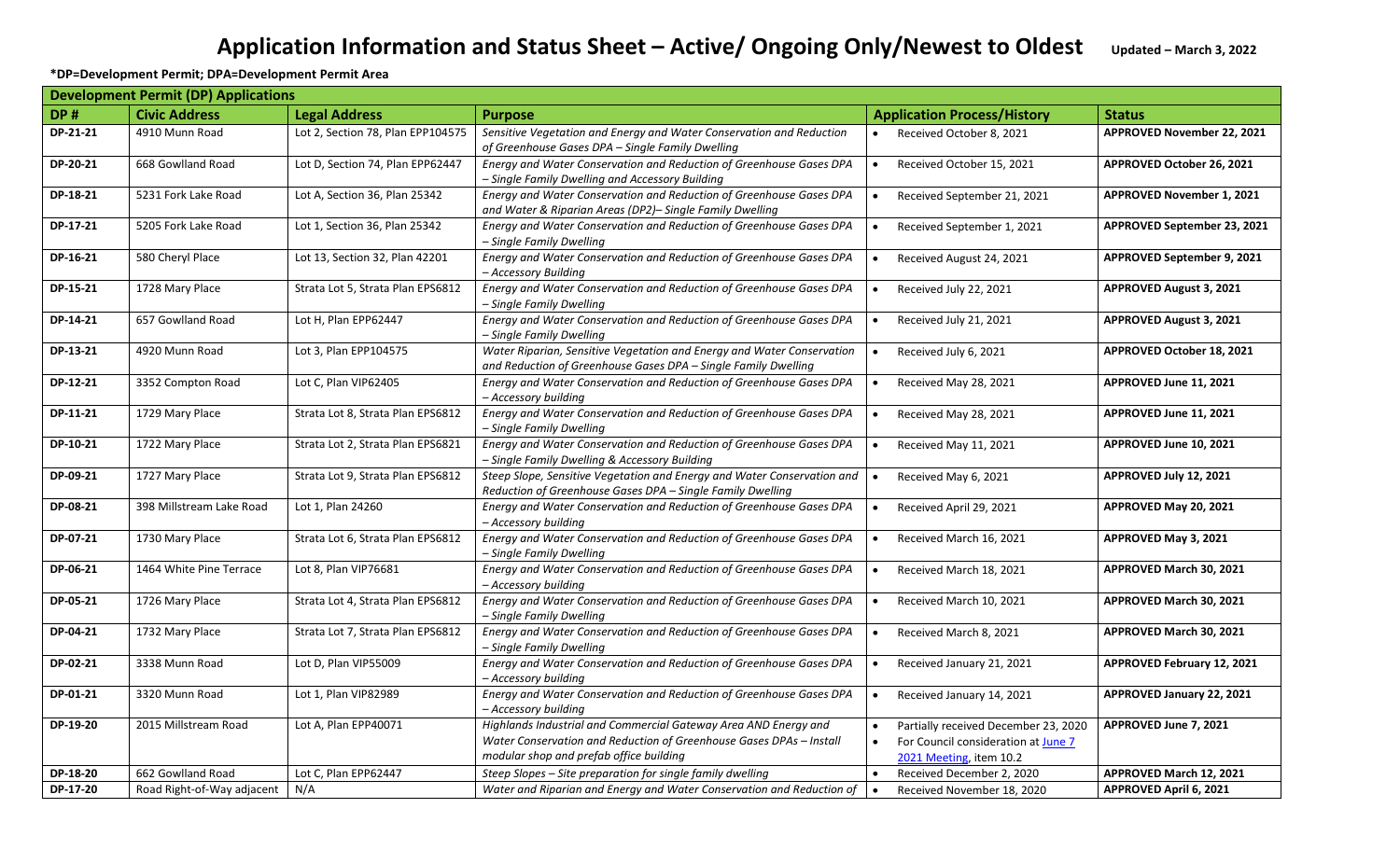# Application Information and Status Sheet – Active/ Ongoing Only/Newest to Oldest

Updated – March 3, 2022

**\*DP=Development Permit; DPA=Development Permit Area**

| **Development Permit (DP) Applications** | | | | | |
|---|---|---|---|---|---|
| **DP #** | **Civic Address** | **Legal Address** | **Purpose** | **Application Process/History** | **Status** |
| **DP-21-21** | 4910 Munn Road | Lot 2, Section 78, Plan EPP104575 | *Sensitive Vegetation and Energy and Water Conservation and Reduction of Greenhouse Gases DPA – Single Family Dwelling* | • Received October 8, 2021 | **APPROVED November 22, 2021** |
| **DP-20-21** | 668 Gowlland Road | Lot D, Section 74, Plan EPP62447 | *Energy and Water Conservation and Reduction of Greenhouse Gases DPA – Single Family Dwelling and Accessory Building* | • Received October 15, 2021 | **APPROVED October 26, 2021** |
| **DP-18-21** | 5231 Fork Lake Road | Lot A, Section 36, Plan 25342 | *Energy and Water Conservation and Reduction of Greenhouse Gases DPA and Water & Riparian Areas (DP2)– Single Family Dwelling* | • Received September 21, 2021 | **APPROVED November 1, 2021** |
| **DP-17-21** | 5205 Fork Lake Road | Lot 1, Section 36, Plan 25342 | *Energy and Water Conservation and Reduction of Greenhouse Gases DPA – Single Family Dwelling* | • Received September 1, 2021 | **APPROVED September 23, 2021** |
| **DP-16-21** | 580 Cheryl Place | Lot 13, Section 32, Plan 42201 | *Energy and Water Conservation and Reduction of Greenhouse Gases DPA – Accessory Building* | • Received August 24, 2021 | **APPROVED September 9, 2021** |
| **DP-15-21** | 1728 Mary Place | Strata Lot 5, Strata Plan EPS6812 | *Energy and Water Conservation and Reduction of Greenhouse Gases DPA – Single Family Dwelling* | • Received July 22, 2021 | **APPROVED August 3, 2021** |
| **DP-14-21** | 657 Gowlland Road | Lot H, Plan EPP62447 | *Energy and Water Conservation and Reduction of Greenhouse Gases DPA – Single Family Dwelling* | • Received July 21, 2021 | **APPROVED August 3, 2021** |
| **DP-13-21** | 4920 Munn Road | Lot 3, Plan EPP104575 | *Water Riparian, Sensitive Vegetation and Energy and Water Conservation and Reduction of Greenhouse Gases DPA – Single Family Dwelling* | • Received July 6, 2021 | **APPROVED October 18, 2021** |
| **DP-12-21** | 3352 Compton Road | Lot C, Plan VIP62405 | *Energy and Water Conservation and Reduction of Greenhouse Gases DPA – Accessory building* | • Received May 28, 2021 | **APPROVED June 11, 2021** |
| **DP-11-21** | 1729 Mary Place | Strata Lot 8, Strata Plan EPS6812 | *Energy and Water Conservation and Reduction of Greenhouse Gases DPA – Single Family Dwelling* | • Received May 28, 2021 | **APPROVED June 11, 2021** |
| **DP-10-21** | 1722 Mary Place | Strata Lot 2, Strata Plan EPS6821 | *Energy and Water Conservation and Reduction of Greenhouse Gases DPA – Single Family Dwelling & Accessory Building* | • Received May 11, 2021 | **APPROVED June 10, 2021** |
| **DP-09-21** | 1727 Mary Place | Strata Lot 9, Strata Plan EPS6812 | *Steep Slope, Sensitive Vegetation and Energy and Water Conservation and Reduction of Greenhouse Gases DPA – Single Family Dwelling* | • Received May 6, 2021 | **APPROVED July 12, 2021** |
| **DP-08-21** | 398 Millstream Lake Road | Lot 1, Plan 24260 | *Energy and Water Conservation and Reduction of Greenhouse Gases DPA – Accessory building* | • Received April 29, 2021 | **APPROVED May 20, 2021** |
| **DP-07-21** | 1730 Mary Place | Strata Lot 6, Strata Plan EPS6812 | *Energy and Water Conservation and Reduction of Greenhouse Gases DPA – Single Family Dwelling* | • Received March 16, 2021 | **APPROVED May 3, 2021** |
| **DP-06-21** | 1464 White Pine Terrace | Lot 8, Plan VIP76681 | *Energy and Water Conservation and Reduction of Greenhouse Gases DPA – Accessory building* | • Received March 18, 2021 | **APPROVED March 30, 2021** |
| **DP-05-21** | 1726 Mary Place | Strata Lot 4, Strata Plan EPS6812 | *Energy and Water Conservation and Reduction of Greenhouse Gases DPA – Single Family Dwelling* | • Received March 10, 2021 | **APPROVED March 30, 2021** |
| **DP-04-21** | 1732 Mary Place | Strata Lot 7, Strata Plan EPS6812 | *Energy and Water Conservation and Reduction of Greenhouse Gases DPA – Single Family Dwelling* | • Received March 8, 2021 | **APPROVED March 30, 2021** |
| **DP-02-21** | 3338 Munn Road | Lot D, Plan VIP55009 | *Energy and Water Conservation and Reduction of Greenhouse Gases DPA – Accessory building* | • Received January 21, 2021 | **APPROVED February 12, 2021** |
| **DP-01-21** | 3320 Munn Road | Lot 1, Plan VIP82989 | *Energy and Water Conservation and Reduction of Greenhouse Gases DPA – Accessory building* | • Received January 14, 2021 | **APPROVED January 22, 2021** |
| **DP-19-20** | 2015 Millstream Road | Lot A, Plan EPP40071 | *Highlands Industrial and Commercial Gateway Area AND Energy and Water Conservation and Reduction of Greenhouse Gases DPAs – Install modular shop and prefab office building* | • Partially received December 23, 2020<br>• For Council consideration at June 7 2021 Meeting, item 10.2 | **APPROVED June 7, 2021** |
| **DP-18-20** | 662 Gowlland Road | Lot C, Plan EPP62447 | *Steep Slopes – Site preparation for single family dwelling* | • Received December 2, 2020 | **APPROVED March 12, 2021** |
| **DP-17-20** | Road Right-of-Way adjacent | N/A | *Water and Riparian and Energy and Water Conservation and Reduction of* | • Received November 18, 2020 | **APPROVED April 6, 2021** |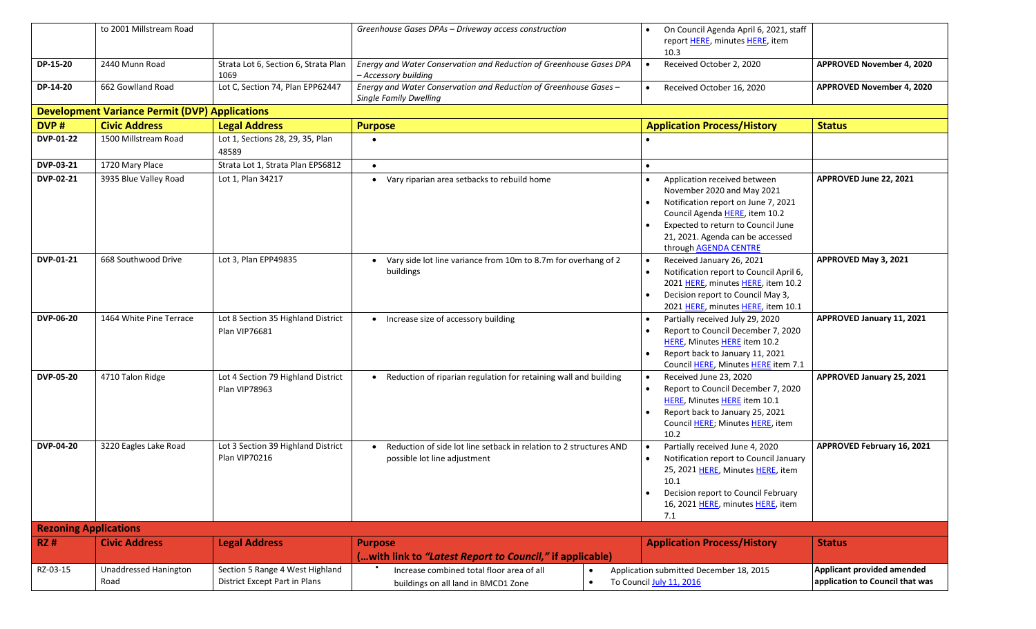| | to 2001 Millstream Road | | *Greenhouse Gases DPAs – Driveway access construction* | • On Council Agenda April 6, 2021, staff report HERE, minutes HERE, item 10.3 | |
|---|---|---|---|---|---|
| **DP-15-20** | 2440 Munn Road | Strata Lot 6, Section 6, Strata Plan 1069 | *Energy and Water Conservation and Reduction of Greenhouse Gases DPA – Accessory building* | • Received October 2, 2020 | **APPROVED November 4, 2020** |
| **DP-14-20** | 662 Gowlland Road | Lot C, Section 74, Plan EPP62447 | *Energy and Water Conservation and Reduction of Greenhouse Gases – Single Family Dwelling* | • Received October 16, 2020 | **APPROVED November 4, 2020** |

## Development Variance Permit (DVP) Applications

| DVP # | Civic Address | Legal Address | Purpose | Application Process/History | Status |
|---|---|---|---|---|---|
| **DVP-01-22** | 1500 Millstream Road | Lot 1, Sections 28, 29, 35, Plan 48589 | • | • | |
| **DVP-03-21** | 1720 Mary Place | Strata Lot 1, Strata Plan EPS6812 | • | • | |
| **DVP-02-21** | 3935 Blue Valley Road | Lot 1, Plan 34217 | • Vary riparian area setbacks to rebuild home | • Application received between November 2020 and May 2021<br>• Notification report on June 7, 2021 Council Agenda HERE, item 10.2<br>• Expected to return to Council June 21, 2021. Agenda can be accessed through AGENDA CENTRE | **APPROVED June 22, 2021** |
| **DVP-01-21** | 668 Southwood Drive | Lot 3, Plan EPP49835 | • Vary side lot line variance from 10m to 8.7m for overhang of 2 buildings | • Received January 26, 2021<br>• Notification report to Council April 6, 2021 HERE, minutes HERE, item 10.2<br>• Decision report to Council May 3, 2021 HERE, minutes HERE, item 10.1 | **APPROVED May 3, 2021** |
| **DVP-06-20** | 1464 White Pine Terrace | Lot 8 Section 35 Highland District Plan VIP76681 | • Increase size of accessory building | • Partially received July 29, 2020<br>• Report to Council December 7, 2020 HERE, Minutes HERE item 10.2<br>• Report back to January 11, 2021 Council HERE, Minutes HERE item 7.1 | **APPROVED January 11, 2021** |
| **DVP-05-20** | 4710 Talon Ridge | Lot 4 Section 79 Highland District Plan VIP78963 | • Reduction of riparian regulation for retaining wall and building | • Received June 23, 2020<br>• Report to Council December 7, 2020 HERE, Minutes HERE item 10.1<br>• Report back to January 25, 2021 Council HERE; Minutes HERE, item 10.2 | **APPROVED January 25, 2021** |
| **DVP-04-20** | 3220 Eagles Lake Road | Lot 3 Section 39 Highland District Plan VIP70216 | • Reduction of side lot line setback in relation to 2 structures AND possible lot line adjustment | • Partially received June 4, 2020<br>• Notification report to Council January 25, 2021 HERE, Minutes HERE, item 10.1<br>• Decision report to Council February 16, 2021 HERE, minutes HERE, item 7.1 | **APPROVED February 16, 2021** |

## Rezoning Applications

| RZ # | Civic Address | Legal Address | Purpose (…with link to *"Latest Report to Council,"* if applicable) | Application Process/History | Status |
|---|---|---|---|---|---|
| RZ-03-15 | Unaddressed Hanington Road | Section 5 Range 4 West Highland District Except Part in Plans | • Increase combined total floor area of all buildings on all land in BMCD1 Zone | • Application submitted December 18, 2015<br>• To Council July 11, 2016 | **Applicant provided amended application to Council that was** |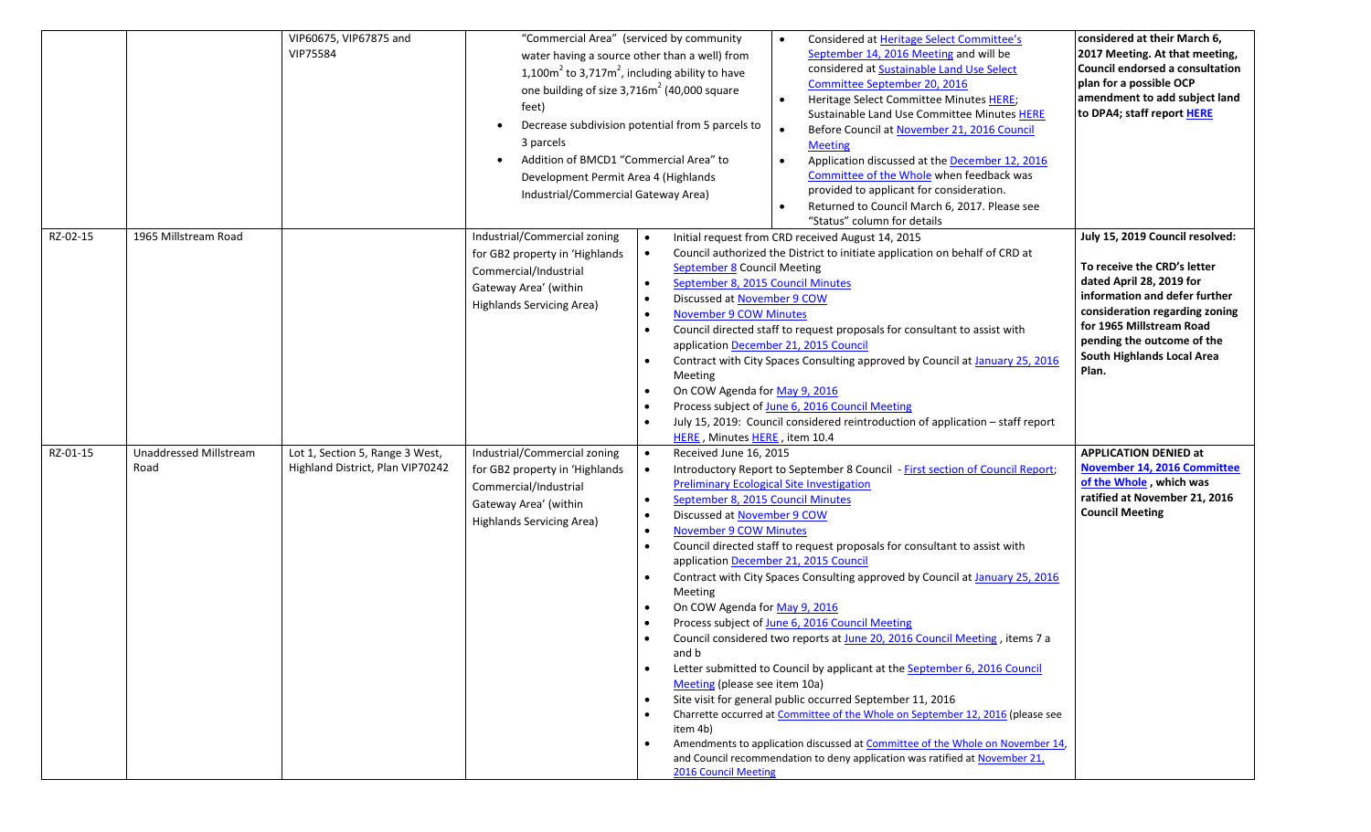| | | | | | |
|---|---|---|---|---|---|
| | | VIP60675, VIP67875 and VIP75584 | "Commercial Area" (serviced by community water having a source other than a well) from 1,100m$^2$ to 3,717m$^2$, including ability to have one building of size 3,716m$^2$ (40,000 square feet)<br>• Decrease subdivision potential from 5 parcels to 3 parcels<br>• Addition of BMCD1 "Commercial Area" to Development Permit Area 4 (Highlands Industrial/Commercial Gateway Area) | • Considered at Heritage Select Committee's September 14, 2016 Meeting and will be considered at Sustainable Land Use Select Committee September 20, 2016<br>• Heritage Select Committee Minutes HERE; Sustainable Land Use Committee Minutes HERE<br>• Before Council at November 21, 2016 Council Meeting<br>• Application discussed at the December 12, 2016 Committee of the Whole when feedback was provided to applicant for consideration.<br>• Returned to Council March 6, 2017. Please see "Status" column for details | **considered at their March 6, 2017 Meeting. At that meeting, Council endorsed a consultation plan for a possible OCP amendment to add subject land to DPA4; staff report HERE** |
| RZ-02-15 | 1965 Millstream Road | | Industrial/Commercial zoning for GB2 property in 'Highlands Commercial/Industrial Gateway Area' (within Highlands Servicing Area) | • Initial request from CRD received August 14, 2015<br>• Council authorized the District to initiate application on behalf of CRD at September 8 Council Meeting<br>• September 8, 2015 Council Minutes<br>• Discussed at November 9 COW<br>• November 9 COW Minutes<br>• Council directed staff to request proposals for consultant to assist with application December 21, 2015 Council<br>• Contract with City Spaces Consulting approved by Council at January 25, 2016 Meeting<br>• On COW Agenda for May 9, 2016<br>• Process subject of June 6, 2016 Council Meeting<br>• July 15, 2019: Council considered reintroduction of application – staff report HERE , Minutes HERE , item 10.4 | **July 15, 2019 Council resolved:**<br><br>**To receive the CRD's letter dated April 28, 2019 for information and defer further consideration regarding zoning for 1965 Millstream Road pending the outcome of the South Highlands Local Area Plan.** |
| RZ-01-15 | Unaddressed Millstream Road | Lot 1, Section 5, Range 3 West, Highland District, Plan VIP70242 | Industrial/Commercial zoning for GB2 property in 'Highlands Commercial/Industrial Gateway Area' (within Highlands Servicing Area) | • Received June 16, 2015<br>• Introductory Report to September 8 Council - First section of Council Report; Preliminary Ecological Site Investigation<br>• September 8, 2015 Council Minutes<br>• Discussed at November 9 COW<br>• November 9 COW Minutes<br>• Council directed staff to request proposals for consultant to assist with application December 21, 2015 Council<br>• Contract with City Spaces Consulting approved by Council at January 25, 2016 Meeting<br>• On COW Agenda for May 9, 2016<br>• Process subject of June 6, 2016 Council Meeting<br>• Council considered two reports at June 20, 2016 Council Meeting , items 7 a and b<br>• Letter submitted to Council by applicant at the September 6, 2016 Council Meeting (please see item 10a)<br>• Site visit for general public occurred September 11, 2016<br>• Charrette occurred at Committee of the Whole on September 12, 2016 (please see item 4b)<br>• Amendments to application discussed at Committee of the Whole on November 14, and Council recommendation to deny application was ratified at November 21, 2016 Council Meeting | **APPLICATION DENIED at November 14, 2016 Committee of the Whole , which was ratified at November 21, 2016 Council Meeting** |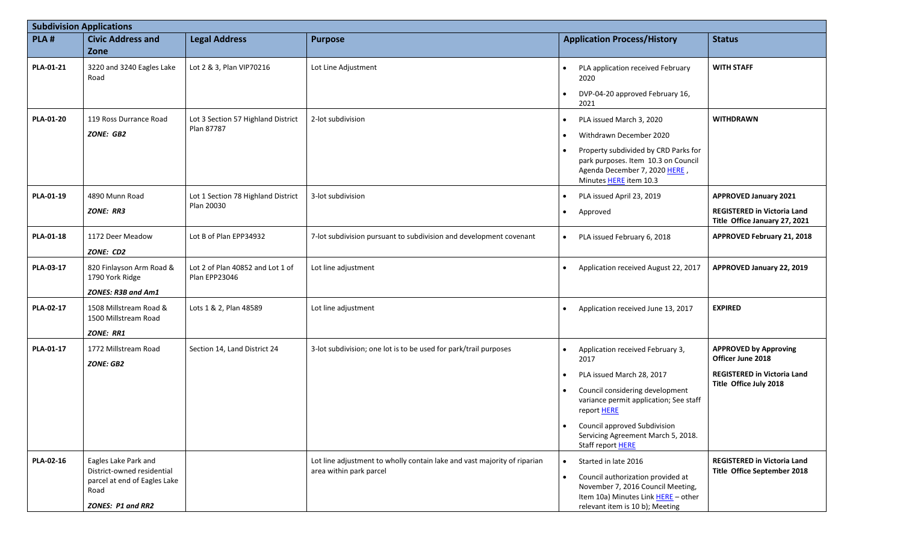| Subdivision Applications | | | | | |
|---|---|---|---|---|---|
| **PLA #** | **Civic Address and Zone** | **Legal Address** | **Purpose** | **Application Process/History** | **Status** |
| **PLA-01-21** | 3220 and 3240 Eagles Lake Road | Lot 2 & 3, Plan VIP70216 | Lot Line Adjustment | • PLA application received February 2020<br>• DVP-04-20 approved February 16, 2021 | **WITH STAFF** |
| **PLA-01-20** | 119 Ross Durrance Road<br>***ZONE: GB2*** | Lot 3 Section 57 Highland District Plan 87787 | 2-lot subdivision | • PLA issued March 3, 2020<br>• Withdrawn December 2020<br>• Property subdivided by CRD Parks for park purposes. Item 10.3 on Council Agenda December 7, 2020 HERE, Minutes HERE item 10.3 | **WITHDRAWN** |
| **PLA-01-19** | 4890 Munn Road<br>***ZONE: RR3*** | Lot 1 Section 78 Highland District Plan 20030 | 3-lot subdivision | • PLA issued April 23, 2019<br>• Approved | **APPROVED January 2021**<br>**REGISTERED in Victoria Land Title Office January 27, 2021** |
| **PLA-01-18** | 1172 Deer Meadow<br>***ZONE: CD2*** | Lot B of Plan EPP34932 | 7-lot subdivision pursuant to subdivision and development covenant | • PLA issued February 6, 2018 | **APPROVED February 21, 2018** |
| **PLA-03-17** | 820 Finlayson Arm Road & 1790 York Ridge<br>***ZONES: R3B and Am1*** | Lot 2 of Plan 40852 and Lot 1 of Plan EPP23046 | Lot line adjustment | • Application received August 22, 2017 | **APPROVED January 22, 2019** |
| **PLA-02-17** | 1508 Millstream Road & 1500 Millstream Road<br>***ZONE: RR1*** | Lots 1 & 2, Plan 48589 | Lot line adjustment | • Application received June 13, 2017 | **EXPIRED** |
| **PLA-01-17** | 1772 Millstream Road<br>***ZONE: GB2*** | Section 14, Land District 24 | 3-lot subdivision; one lot is to be used for park/trail purposes | • Application received February 3, 2017<br>• PLA issued March 28, 2017<br>• Council considering development variance permit application; See staff report HERE<br>• Council approved Subdivision Servicing Agreement March 5, 2018. Staff report HERE | **APPROVED by Approving Officer June 2018**<br>**REGISTERED in Victoria Land Title Office July 2018** |
| **PLA-02-16** | Eagles Lake Park and District-owned residential parcel at end of Eagles Lake Road<br>***ZONES: P1 and RR2*** | | Lot line adjustment to wholly contain lake and vast majority of riparian area within park parcel | • Started in late 2016<br>• Council authorization provided at November 7, 2016 Council Meeting, Item 10a) Minutes Link HERE – other relevant item is 10 b); Meeting | **REGISTERED in Victoria Land Title Office September 2018** |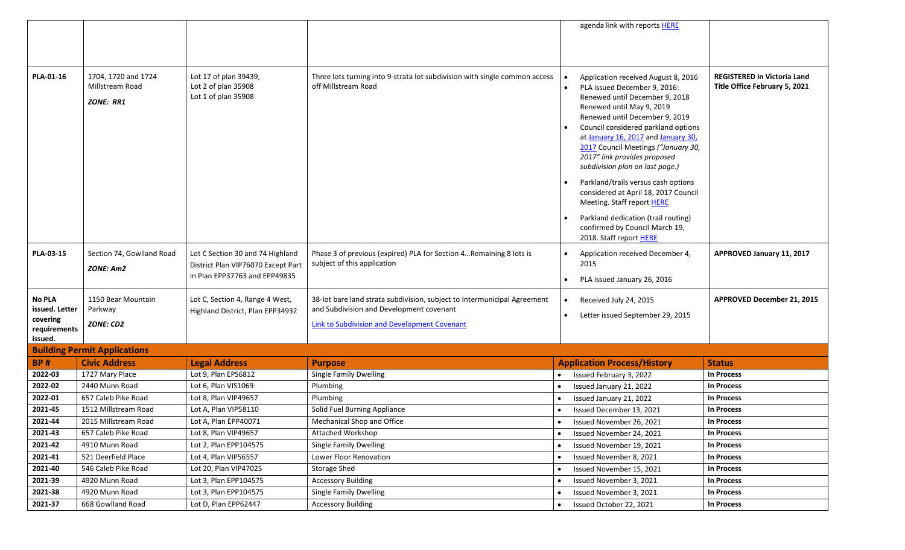| | | | | agenda link with reports HERE | |
|---|---|---|---|---|---|
| **PLA-01-16** | 1704, 1720 and 1724 Millstream Road<br>***ZONE: RR1*** | Lot 17 of plan 39439,<br>Lot 2 of plan 35908<br>Lot 1 of plan 35908 | Three lots turning into 9-strata lot subdivision with single common access off Millstream Road | • Application received August 8, 2016<br>• PLA issued December 9, 2016: Renewed until December 9, 2018 Renewed until May 9, 2019 Renewed until December 9, 2019<br>• Council considered parkland options at January 16, 2017 and January 30, 2017 Council Meetings *("January 30, 2017" link provides proposed subdivision plan on last page.)*<br>• Parkland/trails versus cash options considered at April 18, 2017 Council Meeting. Staff report HERE<br>• Parkland dedication (trail routing) confirmed by Council March 19, 2018. Staff report HERE | **REGISTERED in Victoria Land Title Office February 5, 2021** |
| **PLA-03-15** | Section 74, Gowlland Road<br>***ZONE: Am2*** | Lot C Section 30 and 74 Highland District Plan VIP76070 Except Part in Plan EPP37763 and EPP49835 | Phase 3 of previous (expired) PLA for Section 4…Remaining 8 lots is subject of this application | • Application received December 4, 2015<br>• PLA issued January 26, 2016 | **APPROVED January 11, 2017** |
| **No PLA issued. Letter covering requirements issued.** | 1150 Bear Mountain Parkway<br>***ZONE: CD2*** | Lot C, Section 4, Range 4 West, Highland District, Plan EPP34932 | 38-lot bare land strata subdivision, subject to Intermunicipal Agreement and Subdivision and Development covenant<br>Link to Subdivision and Development Covenant | • Received July 24, 2015<br>• Letter issued September 29, 2015 | **APPROVED December 21, 2015** |

## Building Permit Applications

| BP # | Civic Address | Legal Address | Purpose | Application Process/History | Status |
|---|---|---|---|---|---|
| **2022-03** | 1727 Mary Place | Lot 9, Plan EPS6812 | Single Family Dwelling | • Issued February 3, 2022 | **In Process** |
| **2022-02** | 2440 Munn Road | Lot 6, Plan VIS1069 | Plumbing | • Issued January 21, 2022 | **In Process** |
| **2022-01** | 657 Caleb Pike Road | Lot 8, Plan VIP49657 | Plumbing | • Issued January 21, 2022 | **In Process** |
| **2021-45** | 1512 Millstream Road | Lot A, Plan VIP58110 | Solid Fuel Burning Appliance | • Issued December 13, 2021 | **In Process** |
| **2021-44** | 2015 Millstream Road | Lot A, Plan EPP40071 | Mechanical Shop and Office | • Issued November 26, 2021 | **In Process** |
| **2021-43** | 657 Caleb Pike Road | Lot 8, Plan VIP49657 | Attached Workshop | • Issued November 24, 2021 | **In Process** |
| **2021-42** | 4910 Munn Road | Lot 2, Plan EPP104575 | Single Family Dwelling | • Issued November 19, 2021 | **In Process** |
| **2021-41** | 521 Deerfield Place | Lot 4, Plan VIP56557 | Lower Floor Renovation | • Issued November 8, 2021 | **In Process** |
| **2021-40** | 546 Caleb Pike Road | Lot 20, Plan VIP47025 | Storage Shed | • Issued November 15, 2021 | **In Process** |
| **2021-39** | 4920 Munn Road | Lot 3, Plan EPP104575 | Accessory Building | • Issued November 3, 2021 | **In Process** |
| **2021-38** | 4920 Munn Road | Lot 3, Plan EPP104575 | Single Family Dwelling | • Issued November 3, 2021 | **In Process** |
| **2021-37** | 668 Gowlland Road | Lot D, Plan EPP62447 | Accessory Building | • Issued October 22, 2021 | **In Process** |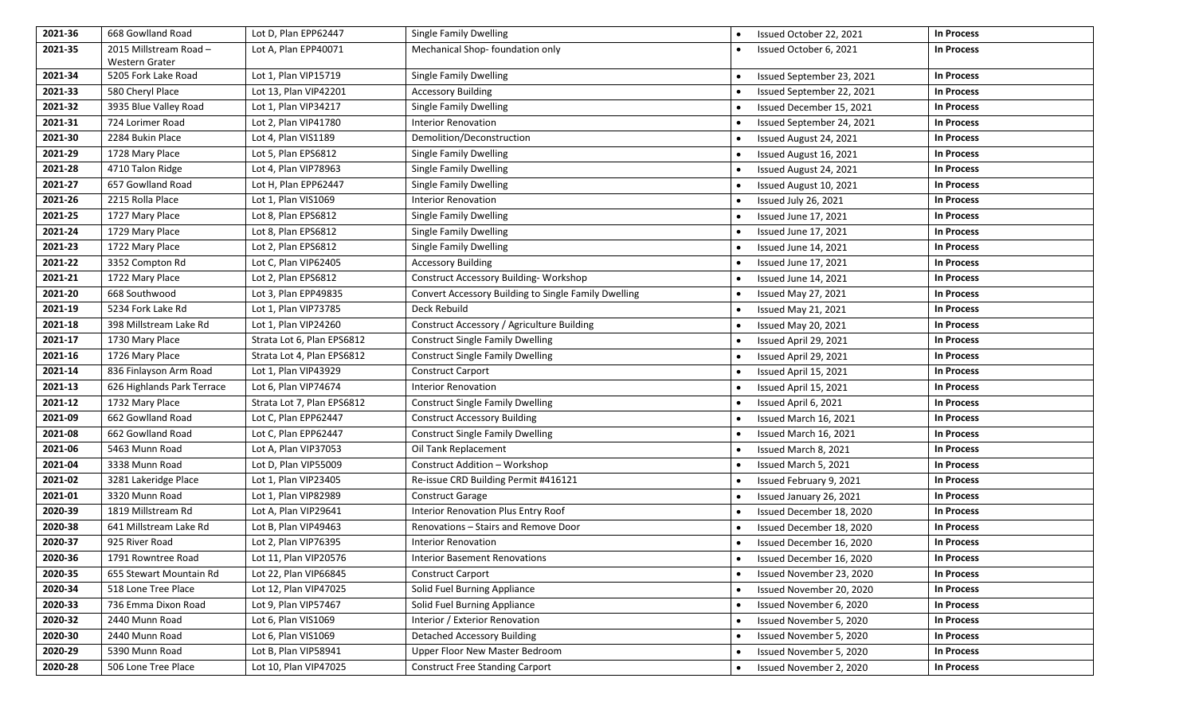| 2021-36 | 668 Gowlland Road | Lot D, Plan EPP62447 | Single Family Dwelling | • Issued October 22, 2021 | **In Process** |
|---|---|---|---|---|---|
| **2021-35** | 2015 Millstream Road – Western Grater | Lot A, Plan EPP40071 | Mechanical Shop- foundation only | • Issued October 6, 2021 | **In Process** |
| **2021-34** | 5205 Fork Lake Road | Lot 1, Plan VIP15719 | Single Family Dwelling | • Issued September 23, 2021 | **In Process** |
| **2021-33** | 580 Cheryl Place | Lot 13, Plan VIP42201 | Accessory Building | • Issued September 22, 2021 | **In Process** |
| **2021-32** | 3935 Blue Valley Road | Lot 1, Plan VIP34217 | Single Family Dwelling | • Issued December 15, 2021 | **In Process** |
| **2021-31** | 724 Lorimer Road | Lot 2, Plan VIP41780 | Interior Renovation | • Issued September 24, 2021 | **In Process** |
| **2021-30** | 2284 Bukin Place | Lot 4, Plan VIS1189 | Demolition/Deconstruction | • Issued August 24, 2021 | **In Process** |
| **2021-29** | 1728 Mary Place | Lot 5, Plan EPS6812 | Single Family Dwelling | • Issued August 16, 2021 | **In Process** |
| **2021-28** | 4710 Talon Ridge | Lot 4, Plan VIP78963 | Single Family Dwelling | • Issued August 24, 2021 | **In Process** |
| **2021-27** | 657 Gowlland Road | Lot H, Plan EPP62447 | Single Family Dwelling | • Issued August 10, 2021 | **In Process** |
| **2021-26** | 2215 Rolla Place | Lot 1, Plan VIS1069 | Interior Renovation | • Issued July 26, 2021 | **In Process** |
| **2021-25** | 1727 Mary Place | Lot 8, Plan EPS6812 | Single Family Dwelling | • Issued June 17, 2021 | **In Process** |
| **2021-24** | 1729 Mary Place | Lot 8, Plan EPS6812 | Single Family Dwelling | • Issued June 17, 2021 | **In Process** |
| **2021-23** | 1722 Mary Place | Lot 2, Plan EPS6812 | Single Family Dwelling | • Issued June 14, 2021 | **In Process** |
| **2021-22** | 3352 Compton Rd | Lot C, Plan VIP62405 | Accessory Building | • Issued June 17, 2021 | **In Process** |
| **2021-21** | 1722 Mary Place | Lot 2, Plan EPS6812 | Construct Accessory Building- Workshop | • Issued June 14, 2021 | **In Process** |
| **2021-20** | 668 Southwood | Lot 3, Plan EPP49835 | Convert Accessory Building to Single Family Dwelling | • Issued May 27, 2021 | **In Process** |
| **2021-19** | 5234 Fork Lake Rd | Lot 1, Plan VIP73785 | Deck Rebuild | • Issued May 21, 2021 | **In Process** |
| **2021-18** | 398 Millstream Lake Rd | Lot 1, Plan VIP24260 | Construct Accessory / Agriculture Building | • Issued May 20, 2021 | **In Process** |
| **2021-17** | 1730 Mary Place | Strata Lot 6, Plan EPS6812 | Construct Single Family Dwelling | • Issued April 29, 2021 | **In Process** |
| **2021-16** | 1726 Mary Place | Strata Lot 4, Plan EPS6812 | Construct Single Family Dwelling | • Issued April 29, 2021 | **In Process** |
| **2021-14** | 836 Finlayson Arm Road | Lot 1, Plan VIP43929 | Construct Carport | • Issued April 15, 2021 | **In Process** |
| **2021-13** | 626 Highlands Park Terrace | Lot 6, Plan VIP74674 | Interior Renovation | • Issued April 15, 2021 | **In Process** |
| **2021-12** | 1732 Mary Place | Strata Lot 7, Plan EPS6812 | Construct Single Family Dwelling | • Issued April 6, 2021 | **In Process** |
| **2021-09** | 662 Gowlland Road | Lot C, Plan EPP62447 | Construct Accessory Building | • Issued March 16, 2021 | **In Process** |
| **2021-08** | 662 Gowlland Road | Lot C, Plan EPP62447 | Construct Single Family Dwelling | • Issued March 16, 2021 | **In Process** |
| **2021-06** | 5463 Munn Road | Lot A, Plan VIP37053 | Oil Tank Replacement | • Issued March 8, 2021 | **In Process** |
| **2021-04** | 3338 Munn Road | Lot D, Plan VIP55009 | Construct Addition – Workshop | • Issued March 5, 2021 | **In Process** |
| **2021-02** | 3281 Lakeridge Place | Lot 1, Plan VIP23405 | Re-issue CRD Building Permit #416121 | • Issued February 9, 2021 | **In Process** |
| **2021-01** | 3320 Munn Road | Lot 1, Plan VIP82989 | Construct Garage | • Issued January 26, 2021 | **In Process** |
| **2020-39** | 1819 Millstream Rd | Lot A, Plan VIP29641 | Interior Renovation Plus Entry Roof | • Issued December 18, 2020 | **In Process** |
| **2020-38** | 641 Millstream Lake Rd | Lot B, Plan VIP49463 | Renovations – Stairs and Remove Door | • Issued December 18, 2020 | **In Process** |
| **2020-37** | 925 River Road | Lot 2, Plan VIP76395 | Interior Renovation | • Issued December 16, 2020 | **In Process** |
| **2020-36** | 1791 Rowntree Road | Lot 11, Plan VIP20576 | Interior Basement Renovations | • Issued December 16, 2020 | **In Process** |
| **2020-35** | 655 Stewart Mountain Rd | Lot 22, Plan VIP66845 | Construct Carport | • Issued November 23, 2020 | **In Process** |
| **2020-34** | 518 Lone Tree Place | Lot 12, Plan VIP47025 | Solid Fuel Burning Appliance | • Issued November 20, 2020 | **In Process** |
| **2020-33** | 736 Emma Dixon Road | Lot 9, Plan VIP57467 | Solid Fuel Burning Appliance | • Issued November 6, 2020 | **In Process** |
| **2020-32** | 2440 Munn Road | Lot 6, Plan VIS1069 | Interior / Exterior Renovation | • Issued November 5, 2020 | **In Process** |
| **2020-30** | 2440 Munn Road | Lot 6, Plan VIS1069 | Detached Accessory Building | • Issued November 5, 2020 | **In Process** |
| **2020-29** | 5390 Munn Road | Lot B, Plan VIP58941 | Upper Floor New Master Bedroom | • Issued November 5, 2020 | **In Process** |
| **2020-28** | 506 Lone Tree Place | Lot 10, Plan VIP47025 | Construct Free Standing Carport | • Issued November 2, 2020 | **In Process** |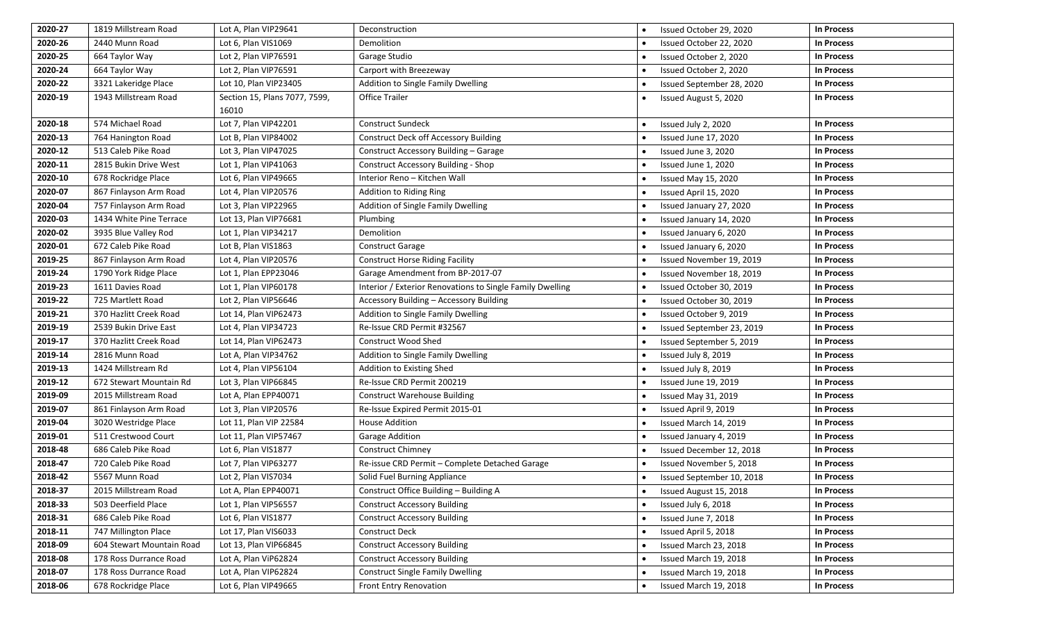| 2020-27 | 1819 Millstream Road | Lot A, Plan VIP29641 | Deconstruction | • Issued October 29, 2020 | **In Process** |
|---|---|---|---|---|---|
| 2020-26 | 2440 Munn Road | Lot 6, Plan VIS1069 | Demolition | • Issued October 22, 2020 | **In Process** |
| 2020-25 | 664 Taylor Way | Lot 2, Plan VIP76591 | Garage Studio | • Issued October 2, 2020 | **In Process** |
| 2020-24 | 664 Taylor Way | Lot 2, Plan VIP76591 | Carport with Breezeway | • Issued October 2, 2020 | **In Process** |
| 2020-22 | 3321 Lakeridge Place | Lot 10, Plan VIP23405 | Addition to Single Family Dwelling | • Issued September 28, 2020 | **In Process** |
| 2020-19 | 1943 Millstream Road | Section 15, Plans 7077, 7599, 16010 | Office Trailer | • Issued August 5, 2020 | **In Process** |
| 2020-18 | 574 Michael Road | Lot 7, Plan VIP42201 | Construct Sundeck | • Issued July 2, 2020 | **In Process** |
| 2020-13 | 764 Hanington Road | Lot B, Plan VIP84002 | Construct Deck off Accessory Building | • Issued June 17, 2020 | **In Process** |
| 2020-12 | 513 Caleb Pike Road | Lot 3, Plan VIP47025 | Construct Accessory Building – Garage | • Issued June 3, 2020 | **In Process** |
| 2020-11 | 2815 Bukin Drive West | Lot 1, Plan VIP41063 | Construct Accessory Building - Shop | • Issued June 1, 2020 | **In Process** |
| 2020-10 | 678 Rockridge Place | Lot 6, Plan VIP49665 | Interior Reno – Kitchen Wall | • Issued May 15, 2020 | **In Process** |
| 2020-07 | 867 Finlayson Arm Road | Lot 4, Plan VIP20576 | Addition to Riding Ring | • Issued April 15, 2020 | **In Process** |
| 2020-04 | 757 Finlayson Arm Road | Lot 3, Plan VIP22965 | Addition of Single Family Dwelling | • Issued January 27, 2020 | **In Process** |
| 2020-03 | 1434 White Pine Terrace | Lot 13, Plan VIP76681 | Plumbing | • Issued January 14, 2020 | **In Process** |
| 2020-02 | 3935 Blue Valley Rod | Lot 1, Plan VIP34217 | Demolition | • Issued January 6, 2020 | **In Process** |
| 2020-01 | 672 Caleb Pike Road | Lot B, Plan VIS1863 | Construct Garage | • Issued January 6, 2020 | **In Process** |
| 2019-25 | 867 Finlayson Arm Road | Lot 4, Plan VIP20576 | Construct Horse Riding Facility | • Issued November 19, 2019 | **In Process** |
| 2019-24 | 1790 York Ridge Place | Lot 1, Plan EPP23046 | Garage Amendment from BP-2017-07 | • Issued November 18, 2019 | **In Process** |
| 2019-23 | 1611 Davies Road | Lot 1, Plan VIP60178 | Interior / Exterior Renovations to Single Family Dwelling | • Issued October 30, 2019 | **In Process** |
| 2019-22 | 725 Martlett Road | Lot 2, Plan VIP56646 | Accessory Building – Accessory Building | • Issued October 30, 2019 | **In Process** |
| 2019-21 | 370 Hazlitt Creek Road | Lot 14, Plan VIP62473 | Addition to Single Family Dwelling | • Issued October 9, 2019 | **In Process** |
| 2019-19 | 2539 Bukin Drive East | Lot 4, Plan VIP34723 | Re-Issue CRD Permit #32567 | • Issued September 23, 2019 | **In Process** |
| 2019-17 | 370 Hazlitt Creek Road | Lot 14, Plan VIP62473 | Construct Wood Shed | • Issued September 5, 2019 | **In Process** |
| 2019-14 | 2816 Munn Road | Lot A, Plan VIP34762 | Addition to Single Family Dwelling | • Issued July 8, 2019 | **In Process** |
| 2019-13 | 1424 Millstream Rd | Lot 4, Plan VIP56104 | Addition to Existing Shed | • Issued July 8, 2019 | **In Process** |
| 2019-12 | 672 Stewart Mountain Rd | Lot 3, Plan VIP66845 | Re-Issue CRD Permit 200219 | • Issued June 19, 2019 | **In Process** |
| 2019-09 | 2015 Millstream Road | Lot A, Plan EPP40071 | Construct Warehouse Building | • Issued May 31, 2019 | **In Process** |
| 2019-07 | 861 Finlayson Arm Road | Lot 3, Plan VIP20576 | Re-Issue Expired Permit 2015-01 | • Issued April 9, 2019 | **In Process** |
| 2019-04 | 3020 Westridge Place | Lot 11, Plan VIP 22584 | House Addition | • Issued March 14, 2019 | **In Process** |
| 2019-01 | 511 Crestwood Court | Lot 11, Plan VIP57467 | Garage Addition | • Issued January 4, 2019 | **In Process** |
| 2018-48 | 686 Caleb Pike Road | Lot 6, Plan VIS1877 | Construct Chimney | • Issued December 12, 2018 | **In Process** |
| 2018-47 | 720 Caleb Pike Road | Lot 7, Plan VIP63277 | Re-issue CRD Permit – Complete Detached Garage | • Issued November 5, 2018 | **In Process** |
| 2018-42 | 5567 Munn Road | Lot 2, Plan VIS7034 | Solid Fuel Burning Appliance | • Issued September 10, 2018 | **In Process** |
| 2018-37 | 2015 Millstream Road | Lot A, Plan EPP40071 | Construct Office Building – Building A | • Issued August 15, 2018 | **In Process** |
| 2018-33 | 503 Deerfield Place | Lot 1, Plan VIP56557 | Construct Accessory Building | • Issued July 6, 2018 | **In Process** |
| 2018-31 | 686 Caleb Pike Road | Lot 6, Plan VIS1877 | Construct Accessory Building | • Issued June 7, 2018 | **In Process** |
| 2018-11 | 747 Millington Place | Lot 17, Plan VIS6033 | Construct Deck | • Issued April 5, 2018 | **In Process** |
| 2018-09 | 604 Stewart Mountain Road | Lot 13, Plan VIP66845 | Construct Accessory Building | • Issued March 23, 2018 | **In Process** |
| 2018-08 | 178 Ross Durrance Road | Lot A, Plan ViP62824 | Construct Accessory Building | • Issued March 19, 2018 | **In Process** |
| 2018-07 | 178 Ross Durrance Road | Lot A, Plan VIP62824 | Construct Single Family Dwelling | • Issued March 19, 2018 | **In Process** |
| 2018-06 | 678 Rockridge Place | Lot 6, Plan VIP49665 | Front Entry Renovation | • Issued March 19, 2018 | **In Process** |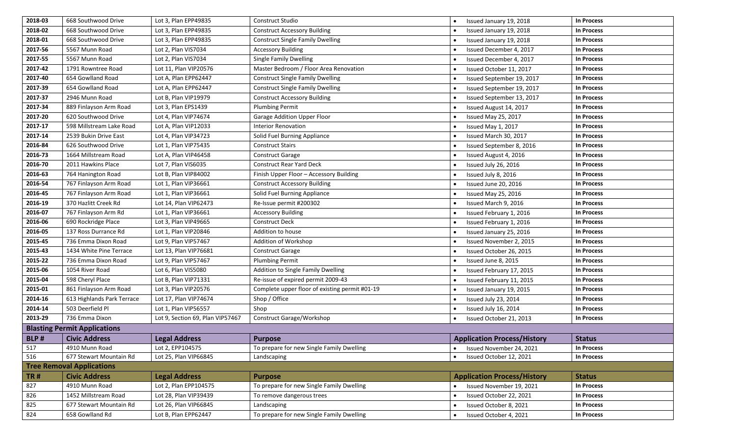| | | | | | |
|---|---|---|---|---|---|
| 2018-03 | 668 Southwood Drive | Lot 3, Plan EPP49835 | Construct Studio | • Issued January 19, 2018 | **In Process** |
| 2018-02 | 668 Southwood Drive | Lot 3, Plan EPP49835 | Construct Accessory Building | • Issued January 19, 2018 | **In Process** |
| 2018-01 | 668 Southwood Drive | Lot 3, Plan EPP49835 | Construct Single Family Dwelling | • Issued January 19, 2018 | **In Process** |
| 2017-56 | 5567 Munn Road | Lot 2, Plan VIS7034 | Accessory Building | • Issued December 4, 2017 | **In Process** |
| 2017-55 | 5567 Munn Road | Lot 2, Plan VIS7034 | Single Family Dwelling | • Issued December 4, 2017 | **In Process** |
| 2017-42 | 1791 Rowntree Road | Lot 11, Plan VIP20576 | Master Bedroom / Floor Area Renovation | • Issued October 11, 2017 | **In Process** |
| 2017-40 | 654 Gowlland Road | Lot A, Plan EPP62447 | Construct Single Family Dwelling | • Issued September 19, 2017 | **In Process** |
| 2017-39 | 654 Gowlland Road | Lot A, Plan EPP62447 | Construct Single Family Dwelling | • Issued September 19, 2017 | **In Process** |
| 2017-37 | 2946 Munn Road | Lot B, Plan VIP19979 | Construct Accessory Building | • Issued September 13, 2017 | **In Process** |
| 2017-34 | 889 Finlayson Arm Road | Lot 3, Plan EPS1439 | Plumbing Permit | • Issued August 14, 2017 | **In Process** |
| 2017-20 | 620 Southwood Drive | Lot 4, Plan VIP74674 | Garage Addition Upper Floor | • Issued May 25, 2017 | **In Process** |
| 2017-17 | 598 Millstream Lake Road | Lot A, Plan VIP12033 | Interior Renovation | • Issued May 1, 2017 | **In Process** |
| 2017-14 | 2539 Bukin Drive East | Lot 4, Plan VIP34723 | Solid Fuel Burning Appliance | • Issued March 30, 2017 | **In Process** |
| 2016-84 | 626 Southwood Drive | Lot 1, Plan VIP75435 | Construct Stairs | • Issued September 8, 2016 | **In Process** |
| 2016-73 | 1664 Millstream Road | Lot A, Plan VIP46458 | Construct Garage | • Issued August 4, 2016 | **In Process** |
| 2016-70 | 2011 Hawkins Place | Lot 7, Plan VIS6035 | Construct Rear Yard Deck | • Issued July 26, 2016 | **In Process** |
| 2016-63 | 764 Hanington Road | Lot B, Plan VIP84002 | Finish Upper Floor – Accessory Building | • Issued July 8, 2016 | **In Process** |
| 2016-54 | 767 Finlayson Arm Road | Lot 1, Plan VIP36661 | Construct Accessory Building | • Issued June 20, 2016 | **In Process** |
| 2016-45 | 767 Finlayson Arm Road | Lot 1, Plan VIP36661 | Solid Fuel Burning Appliance | • Issued May 25, 2016 | **In Process** |
| 2016-19 | 370 Hazlitt Creek Rd | Lot 14, Plan VIP62473 | Re-Issue permit #200302 | • Issued March 9, 2016 | **In Process** |
| 2016-07 | 767 Finlayson Arm Rd | Lot 1, Plan VIP36661 | Accessory Building | • Issued February 1, 2016 | **In Process** |
| 2016-06 | 690 Rockridge Place | Lot 3, Plan VIP49665 | Construct Deck | • Issued February 1, 2016 | **In Process** |
| 2016-05 | 137 Ross Durrance Rd | Lot 1, Plan VIP20846 | Addition to house | • Issued January 25, 2016 | **In Process** |
| 2015-45 | 736 Emma Dixon Road | Lot 9, Plan VIP57467 | Addition of Workshop | • Issued November 2, 2015 | **In Process** |
| 2015-43 | 1434 White Pine Terrace | Lot 13, Plan VIP76681 | Construct Garage | • Issued October 26, 2015 | **In Process** |
| 2015-22 | 736 Emma Dixon Road | Lot 9, Plan VIP57467 | Plumbing Permit | • Issued June 8, 2015 | **In Process** |
| 2015-06 | 1054 River Road | Lot 6, Plan VIS5080 | Addition to Single Family Dwelling | • Issued February 17, 2015 | **In Process** |
| 2015-04 | 598 Cheryl Place | Lot B, Plan VIP71331 | Re-issue of expired permit 2009-43 | • Issued February 11, 2015 | **In Process** |
| 2015-01 | 861 Finlayson Arm Road | Lot 3, Plan VIP20576 | Complete upper floor of existing permit #01-19 | • Issued January 19, 2015 | **In Process** |
| 2014-16 | 613 Highlands Park Terrace | Lot 17, Plan VIP74674 | Shop / Office | • Issued July 23, 2014 | **In Process** |
| 2014-14 | 503 Deerfield Pl | Lot 1, Plan VIP56557 | Shop | • Issued July 16, 2014 | **In Process** |
| 2013-29 | 736 Emma Dixon | Lot 9, Section 69, Plan VIP57467 | Construct Garage/Workshop | • Issued October 21, 2013 | **In Process** |

## Blasting Permit Applications

| BLP # | Civic Address | Legal Address | Purpose | Application Process/History | Status |
|---|---|---|---|---|---|
| 517 | 4910 Munn Road | Lot 2, EPP104575 | To prepare for new Single Family Dwelling | • Issued November 24, 2021 | **In Process** |
| 516 | 677 Stewart Mountain Rd | Lot 25, Plan VIP66845 | Landscaping | • Issued October 12, 2021 | **In Process** |

## Tree Removal Applications

| TR # | Civic Address | Legal Address | Purpose | Application Process/History | Status |
|---|---|---|---|---|---|
| 827 | 4910 Munn Road | Lot 2, Plan EPP104575 | To prepare for new Single Family Dwelling | • Issued November 19, 2021 | **In Process** |
| 826 | 1452 Millstream Road | Lot 28, Plan VIP39439 | To remove dangerous trees | • Issued October 22, 2021 | **In Process** |
| 825 | 677 Stewart Mountain Rd | Lot 26, Plan VIP66845 | Landscaping | • Issued October 8, 2021 | **In Process** |
| 824 | 658 Gowlland Rd | Lot B, Plan EPP62447 | To prepare for new Single Family Dwelling | • Issued October 4, 2021 | **In Process** |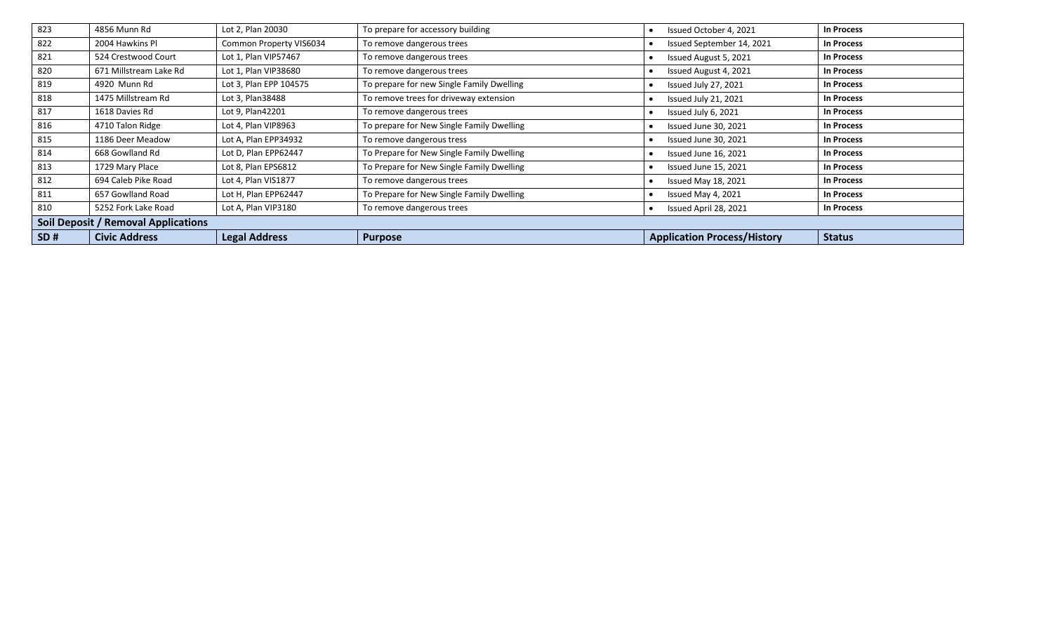| SD # | Civic Address | Legal Address | Purpose | Application Process/History | Status |
|---|---|---|---|---|---|
| **Soil Deposit / Removal Applications** | | | | | |
| 823 | 4856 Munn Rd | Lot 2, Plan 20030 | To prepare for accessory building | • Issued October 4, 2021 | **In Process** |
| 822 | 2004 Hawkins Pl | Common Property VIS6034 | To remove dangerous trees | • Issued September 14, 2021 | **In Process** |
| 821 | 524 Crestwood Court | Lot 1, Plan VIP57467 | To remove dangerous trees | • Issued August 5, 2021 | **In Process** |
| 820 | 671 Millstream Lake Rd | Lot 1, Plan VIP38680 | To remove dangerous trees | • Issued August 4, 2021 | **In Process** |
| 819 | 4920 Munn Rd | Lot 3, Plan EPP 104575 | To prepare for new Single Family Dwelling | • Issued July 27, 2021 | **In Process** |
| 818 | 1475 Millstream Rd | Lot 3, Plan38488 | To remove trees for driveway extension | • Issued July 21, 2021 | **In Process** |
| 817 | 1618 Davies Rd | Lot 9, Plan42201 | To remove dangerous trees | • Issued July 6, 2021 | **In Process** |
| 816 | 4710 Talon Ridge | Lot 4, Plan VIP8963 | To prepare for New Single Family Dwelling | • Issued June 30, 2021 | **In Process** |
| 815 | 1186 Deer Meadow | Lot A, Plan EPP34932 | To remove dangerous tress | • Issued June 30, 2021 | **In Process** |
| 814 | 668 Gowlland Rd | Lot D, Plan EPP62447 | To Prepare for New Single Family Dwelling | • Issued June 16, 2021 | **In Process** |
| 813 | 1729 Mary Place | Lot 8, Plan EPS6812 | To Prepare for New Single Family Dwelling | • Issued June 15, 2021 | **In Process** |
| 812 | 694 Caleb Pike Road | Lot 4, Plan VIS1877 | To remove dangerous trees | • Issued May 18, 2021 | **In Process** |
| 811 | 657 Gowlland Road | Lot H, Plan EPP62447 | To Prepare for New Single Family Dwelling | • Issued May 4, 2021 | **In Process** |
| 810 | 5252 Fork Lake Road | Lot A, Plan VIP3180 | To remove dangerous trees | • Issued April 28, 2021 | **In Process** |